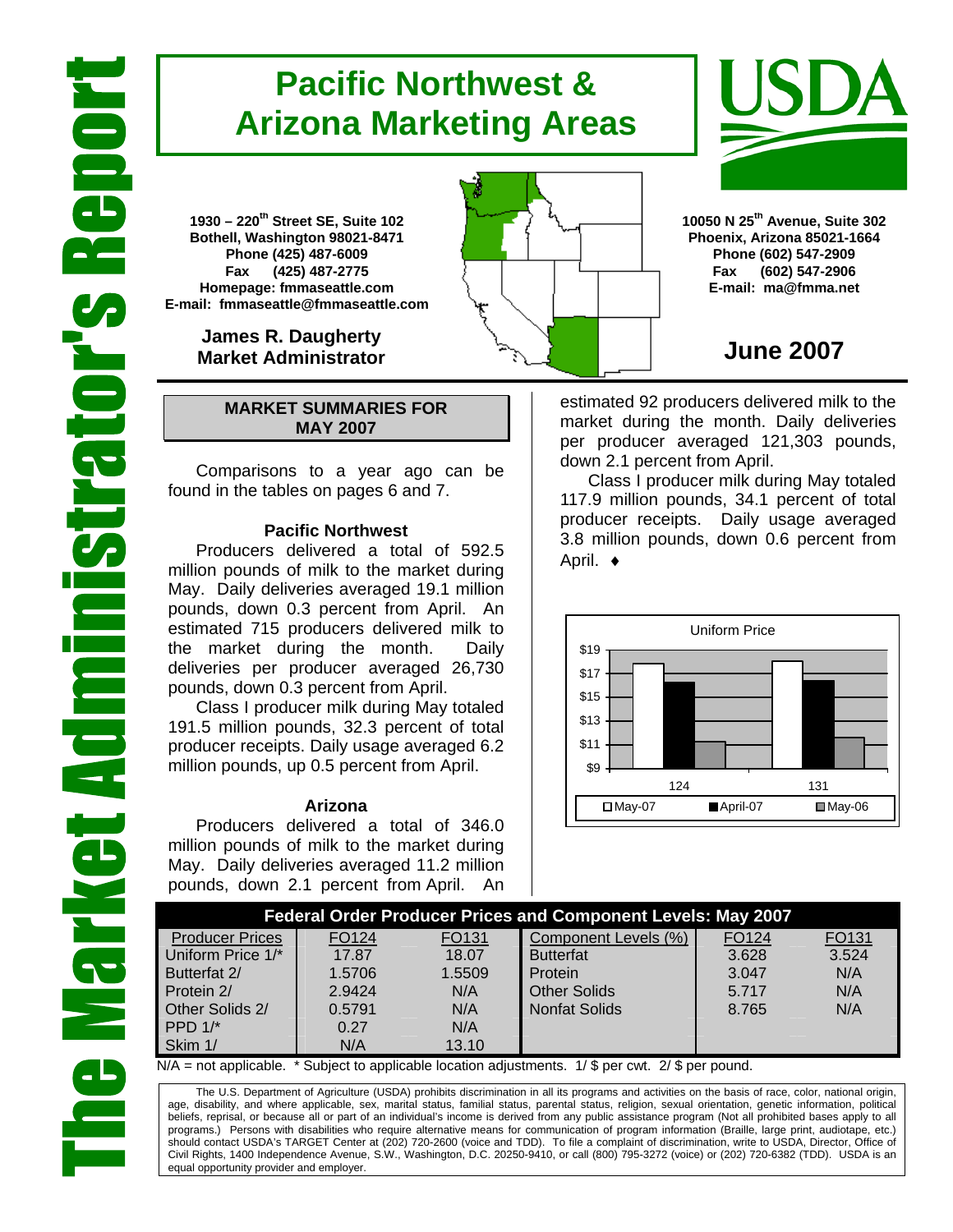# The Market Administrator's Report

# Pacific Northwest & Arizona Marketing Areas

**1930 – 220th Street SE, Suite 102**
**Bothell, Washington 98021-8471**
**Phone (425) 487-6009**
**Fax (425) 487-2775**
**Homepage: fmmaseattle.com**
**E-mail: fmmaseattle@fmmaseattle.com**

**James R. Daugherty**
**Market Administrator**

**10050 N 25th Avenue, Suite 302**
**Phoenix, Arizona 85021-1664**
**Phone (602) 547-2909**
**Fax (602) 547-2906**
**E-mail: ma@fmma.net**

## June 2007

### MARKET SUMMARIES FOR MAY 2007

Comparisons to a year ago can be found in the tables on pages 6 and 7.

#### Pacific Northwest

Producers delivered a total of 592.5 million pounds of milk to the market during May. Daily deliveries averaged 19.1 million pounds, down 0.3 percent from April. An estimated 715 producers delivered milk to the market during the month. Daily deliveries per producer averaged 26,730 pounds, down 0.3 percent from April.

Class I producer milk during May totaled 191.5 million pounds, 32.3 percent of total producer receipts. Daily usage averaged 6.2 million pounds, up 0.5 percent from April.

#### Arizona

Producers delivered a total of 346.0 million pounds of milk to the market during May. Daily deliveries averaged 11.2 million pounds, down 2.1 percent from April. An estimated 92 producers delivered milk to the market during the month. Daily deliveries per producer averaged 121,303 pounds, down 2.1 percent from April.

Class I producer milk during May totaled 117.9 million pounds, 34.1 percent of total producer receipts. Daily usage averaged 3.8 million pounds, down 0.6 percent from April. ♦

Uniform Price

| | May-07 | April-07 | May-06 |
|---|---|---|---|
| 124 | | | |
| 131 | | | |

### Federal Order Producer Prices and Component Levels: May 2007

| Producer Prices | FO124 | FO131 | Component Levels (%) | FO124 | FO131 |
|---|---|---|---|---|---|
| Uniform Price 1/* | 17.87 | 18.07 | Butterfat | 3.628 | 3.524 |
| Butterfat 2/ | 1.5706 | 1.5509 | Protein | 3.047 | N/A |
| Protein 2/ | 2.9424 | N/A | Other Solids | 5.717 | N/A |
| Other Solids 2/ | 0.5791 | N/A | Nonfat Solids | 8.765 | N/A |
| PPD 1/* | 0.27 | N/A | | | |
| Skim 1/ | N/A | 13.10 | | | |

N/A = not applicable. * Subject to applicable location adjustments. 1/ $ per cwt. 2/ $ per pound.

The U.S. Department of Agriculture (USDA) prohibits discrimination in all its programs and activities on the basis of race, color, national origin, age, disability, and where applicable, sex, marital status, familial status, parental status, religion, sexual orientation, genetic information, political beliefs, reprisal, or because all or part of an individual's income is derived from any public assistance program (Not all prohibited bases apply to all programs.) Persons with disabilities who require alternative means for communication of program information (Braille, large print, audiotape, etc.) should contact USDA's TARGET Center at (202) 720-2600 (voice and TDD). To file a complaint of discrimination, write to USDA, Director, Office of Civil Rights, 1400 Independence Avenue, S.W., Washington, D.C. 20250-9410, or call (800) 795-3272 (voice) or (202) 720-6382 (TDD). USDA is an equal opportunity provider and employer.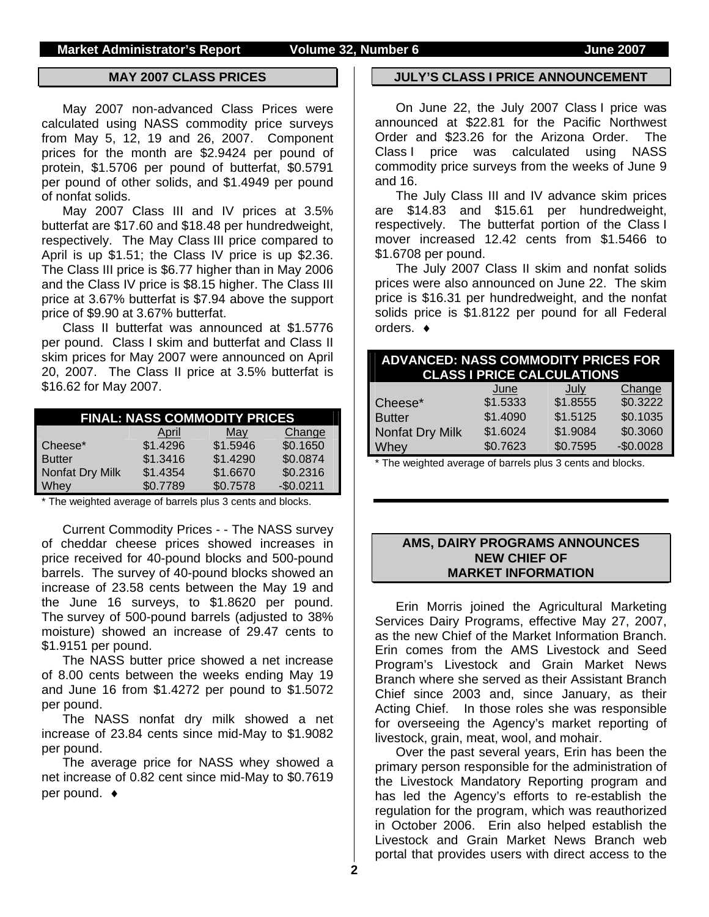## MAY 2007 CLASS PRICES

May 2007 non-advanced Class Prices were calculated using NASS commodity price surveys from May 5, 12, 19 and 26, 2007. Component prices for the month are $2.9424 per pound of protein, $1.5706 per pound of butterfat, $0.5791 per pound of other solids, and $1.4949 per pound of nonfat solids.

May 2007 Class III and IV prices at 3.5% butterfat are $17.60 and $18.48 per hundredweight, respectively. The May Class III price compared to April is up $1.51; the Class IV price is up $2.36. The Class III price is $6.77 higher than in May 2006 and the Class IV price is $8.15 higher. The Class III price at 3.67% butterfat is $7.94 above the support price of $9.90 at 3.67% butterfat.

Class II butterfat was announced at $1.5776 per pound. Class I skim and butterfat and Class II skim prices for May 2007 were announced on April 20, 2007. The Class II price at 3.5% butterfat is $16.62 for May 2007.

**FINAL: NASS COMMODITY PRICES**

| | April | May | Change |
|---|---|---|---|
| Cheese* | $1.4296 | $1.5946 | $0.1650 |
| Butter | $1.3416 | $1.4290 | $0.0874 |
| Nonfat Dry Milk | $1.4354 | $1.6670 | $0.2316 |
| Whey | $0.7789 | $0.7578 | -$0.0211 |

* The weighted average of barrels plus 3 cents and blocks.

Current Commodity Prices - - The NASS survey of cheddar cheese prices showed increases in price received for 40-pound blocks and 500-pound barrels. The survey of 40-pound blocks showed an increase of 23.58 cents between the May 19 and the June 16 surveys, to $1.8620 per pound. The survey of 500-pound barrels (adjusted to 38% moisture) showed an increase of 29.47 cents to $1.9151 per pound.

The NASS butter price showed a net increase of 8.00 cents between the weeks ending May 19 and June 16 from $1.4272 per pound to $1.5072 per pound.

The NASS nonfat dry milk showed a net increase of 23.84 cents since mid-May to $1.9082 per pound.

The average price for NASS whey showed a net increase of 0.82 cent since mid-May to $0.7619 per pound. ♦

## JULY'S CLASS I PRICE ANNOUNCEMENT

On June 22, the July 2007 Class I price was announced at $22.81 for the Pacific Northwest Order and $23.26 for the Arizona Order. The Class I price was calculated using NASS commodity price surveys from the weeks of June 9 and 16.

The July Class III and IV advance skim prices are $14.83 and $15.61 per hundredweight, respectively. The butterfat portion of the Class I mover increased 12.42 cents from $1.5466 to $1.6708 per pound.

The July 2007 Class II skim and nonfat solids prices were also announced on June 22. The skim price is $16.31 per hundredweight, and the nonfat solids price is $1.8122 per pound for all Federal orders. ♦

**ADVANCED: NASS COMMODITY PRICES FOR CLASS I PRICE CALCULATIONS**

| | June | July | Change |
|---|---|---|---|
| Cheese* | $1.5333 | $1.8555 | $0.3222 |
| Butter | $1.4090 | $1.5125 | $0.1035 |
| Nonfat Dry Milk | $1.6024 | $1.9084 | $0.3060 |
| Whey | $0.7623 | $0.7595 | -$0.0028 |

* The weighted average of barrels plus 3 cents and blocks.

## AMS, DAIRY PROGRAMS ANNOUNCES NEW CHIEF OF MARKET INFORMATION

Erin Morris joined the Agricultural Marketing Services Dairy Programs, effective May 27, 2007, as the new Chief of the Market Information Branch. Erin comes from the AMS Livestock and Seed Program's Livestock and Grain Market News Branch where she served as their Assistant Branch Chief since 2003 and, since January, as their Acting Chief. In those roles she was responsible for overseeing the Agency's market reporting of livestock, grain, meat, wool, and mohair.

Over the past several years, Erin has been the primary person responsible for the administration of the Livestock Mandatory Reporting program and has led the Agency's efforts to re-establish the regulation for the program, which was reauthorized in October 2006. Erin also helped establish the Livestock and Grain Market News Branch web portal that provides users with direct access to the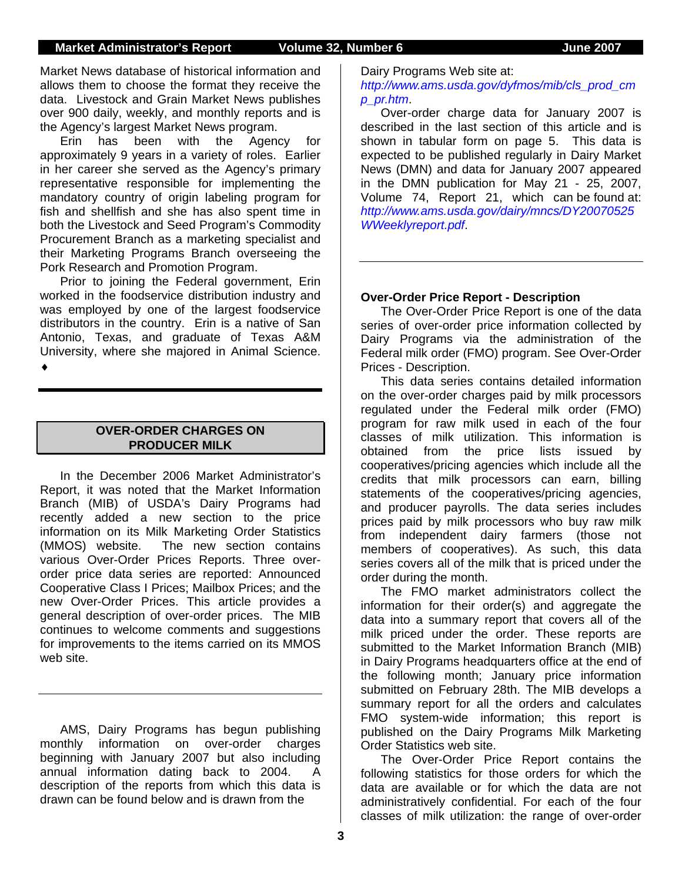Market News database of historical information and allows them to choose the format they receive the data. Livestock and Grain Market News publishes over 900 daily, weekly, and monthly reports and is the Agency's largest Market News program.

Erin has been with the Agency for approximately 9 years in a variety of roles. Earlier in her career she served as the Agency's primary representative responsible for implementing the mandatory country of origin labeling program for fish and shellfish and she has also spent time in both the Livestock and Seed Program's Commodity Procurement Branch as a marketing specialist and their Marketing Programs Branch overseeing the Pork Research and Promotion Program.

Prior to joining the Federal government, Erin worked in the foodservice distribution industry and was employed by one of the largest foodservice distributors in the country. Erin is a native of San Antonio, Texas, and graduate of Texas A&M University, where she majored in Animal Science. ♦

---

## OVER-ORDER CHARGES ON PRODUCER MILK

In the December 2006 Market Administrator's Report, it was noted that the Market Information Branch (MIB) of USDA's Dairy Programs had recently added a new section to the price information on its Milk Marketing Order Statistics (MMOS) website. The new section contains various Over-Order Prices Reports. Three over-order price data series are reported: Announced Cooperative Class I Prices; Mailbox Prices; and the new Over-Order Prices. This article provides a general description of over-order prices. The MIB continues to welcome comments and suggestions for improvements to the items carried on its MMOS web site.

---

AMS, Dairy Programs has begun publishing monthly information on over-order charges beginning with January 2007 but also including annual information dating back to 2004. A description of the reports from which this data is drawn can be found below and is drawn from the Dairy Programs Web site at: *http://www.ams.usda.gov/dyfmos/mib/cls_prod_cmp_pr.htm*.

Over-order charge data for January 2007 is described in the last section of this article and is shown in tabular form on page 5. This data is expected to be published regularly in Dairy Market News (DMN) and data for January 2007 appeared in the DMN publication for May 21 - 25, 2007, Volume 74, Report 21, which can be found at: *http://www.ams.usda.gov/dairy/mncs/DY20070525WWeeklyreport.pdf*.

---

**Over-Order Price Report - Description**

The Over-Order Price Report is one of the data series of over-order price information collected by Dairy Programs via the administration of the Federal milk order (FMO) program. See Over-Order Prices - Description.

This data series contains detailed information on the over-order charges paid by milk processors regulated under the Federal milk order (FMO) program for raw milk used in each of the four classes of milk utilization. This information is obtained from the price lists issued by cooperatives/pricing agencies which include all the credits that milk processors can earn, billing statements of the cooperatives/pricing agencies, and producer payrolls. The data series includes prices paid by milk processors who buy raw milk from independent dairy farmers (those not members of cooperatives). As such, this data series covers all of the milk that is priced under the order during the month.

The FMO market administrators collect the information for their order(s) and aggregate the data into a summary report that covers all of the milk priced under the order. These reports are submitted to the Market Information Branch (MIB) in Dairy Programs headquarters office at the end of the following month; January price information submitted on February 28th. The MIB develops a summary report for all the orders and calculates FMO system-wide information; this report is published on the Dairy Programs Milk Marketing Order Statistics web site.

The Over-Order Price Report contains the following statistics for those orders for which the data are available or for which the data are not administratively confidential. For each of the four classes of milk utilization: the range of over-order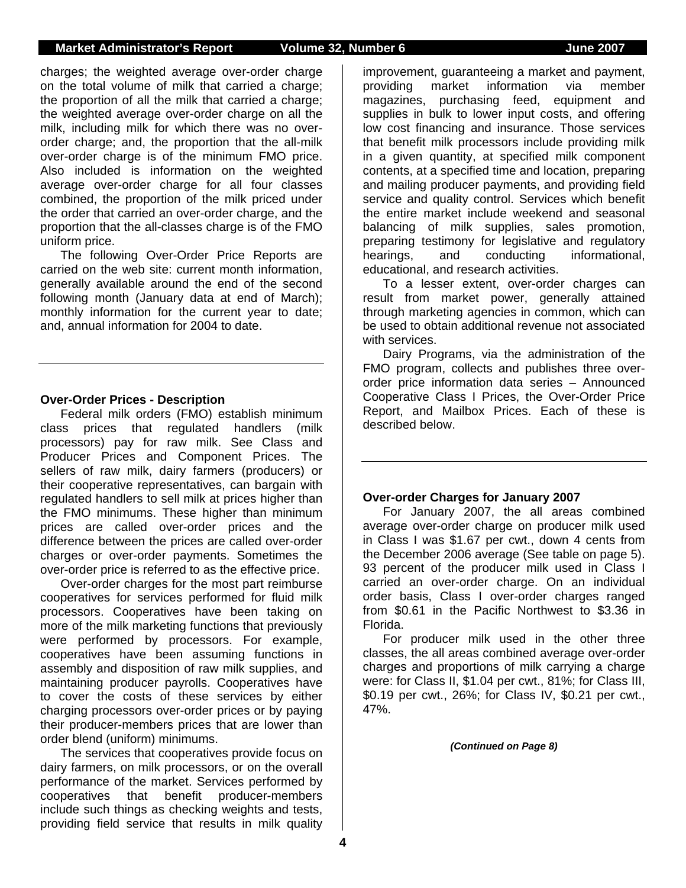charges; the weighted average over-order charge on the total volume of milk that carried a charge; the proportion of all the milk that carried a charge; the weighted average over-order charge on all the milk, including milk for which there was no over-order charge; and, the proportion that the all-milk over-order charge is of the minimum FMO price. Also included is information on the weighted average over-order charge for all four classes combined, the proportion of the milk priced under the order that carried an over-order charge, and the proportion that the all-classes charge is of the FMO uniform price.

The following Over-Order Price Reports are carried on the web site: current month information, generally available around the end of the second following month (January data at end of March); monthly information for the current year to date; and, annual information for 2004 to date.

---

**Over-Order Prices - Description**

Federal milk orders (FMO) establish minimum class prices that regulated handlers (milk processors) pay for raw milk. See Class and Producer Prices and Component Prices. The sellers of raw milk, dairy farmers (producers) or their cooperative representatives, can bargain with regulated handlers to sell milk at prices higher than the FMO minimums. These higher than minimum prices are called over-order prices and the difference between the prices are called over-order charges or over-order payments. Sometimes the over-order price is referred to as the effective price.

Over-order charges for the most part reimburse cooperatives for services performed for fluid milk processors. Cooperatives have been taking on more of the milk marketing functions that previously were performed by processors. For example, cooperatives have been assuming functions in assembly and disposition of raw milk supplies, and maintaining producer payrolls. Cooperatives have to cover the costs of these services by either charging processors over-order prices or by paying their producer-members prices that are lower than order blend (uniform) minimums.

The services that cooperatives provide focus on dairy farmers, on milk processors, or on the overall performance of the market. Services performed by cooperatives that benefit producer-members include such things as checking weights and tests, providing field service that results in milk quality improvement, guaranteeing a market and payment, providing market information via member magazines, purchasing feed, equipment and supplies in bulk to lower input costs, and offering low cost financing and insurance. Those services that benefit milk processors include providing milk in a given quantity, at specified milk component contents, at a specified time and location, preparing and mailing producer payments, and providing field service and quality control. Services which benefit the entire market include weekend and seasonal balancing of milk supplies, sales promotion, preparing testimony for legislative and regulatory hearings, and conducting informational, educational, and research activities.

To a lesser extent, over-order charges can result from market power, generally attained through marketing agencies in common, which can be used to obtain additional revenue not associated with services.

Dairy Programs, via the administration of the FMO program, collects and publishes three over-order price information data series – Announced Cooperative Class I Prices, the Over-Order Price Report, and Mailbox Prices. Each of these is described below.

---

**Over-order Charges for January 2007**

For January 2007, the all areas combined average over-order charge on producer milk used in Class I was $1.67 per cwt., down 4 cents from the December 2006 average (See table on page 5). 93 percent of the producer milk used in Class I carried an over-order charge. On an individual order basis, Class I over-order charges ranged from $0.61 in the Pacific Northwest to $3.36 in Florida.

For producer milk used in the other three classes, the all areas combined average over-order charges and proportions of milk carrying a charge were: for Class II, $1.04 per cwt., 81%; for Class III, $0.19 per cwt., 26%; for Class IV, $0.21 per cwt., 47%.

***(Continued on Page 8)***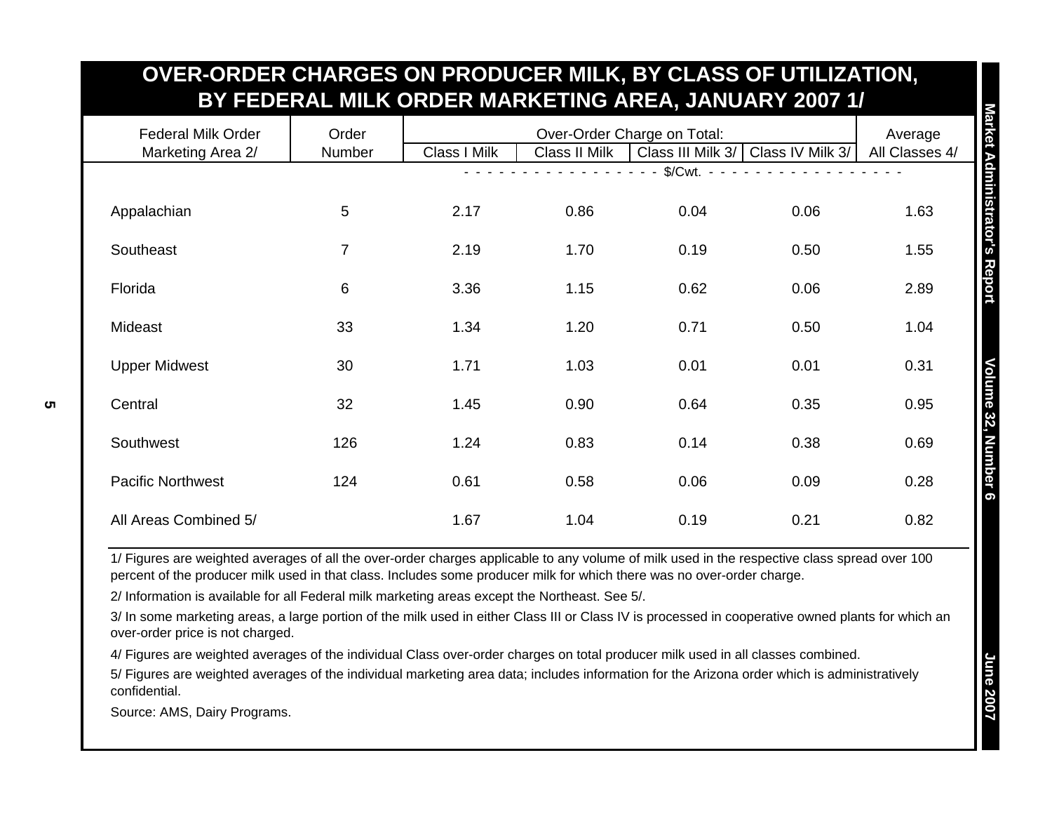# OVER-ORDER CHARGES ON PRODUCER MILK, BY CLASS OF UTILIZATION, BY FEDERAL MILK ORDER MARKETING AREA, JANUARY 2007 1/

| Federal Milk Order Marketing Area 2/ | Order Number | Over-Order Charge on Total: Class I Milk | Class II Milk | Class III Milk 3/ | Class IV Milk 3/ | Average All Classes 4/ |
|---|---|---|---|---|---|---|
| | | $/Cwt. | | | | |
| Appalachian | 5 | 2.17 | 0.86 | 0.04 | 0.06 | 1.63 |
| Southeast | 7 | 2.19 | 1.70 | 0.19 | 0.50 | 1.55 |
| Florida | 6 | 3.36 | 1.15 | 0.62 | 0.06 | 2.89 |
| Mideast | 33 | 1.34 | 1.20 | 0.71 | 0.50 | 1.04 |
| Upper Midwest | 30 | 1.71 | 1.03 | 0.01 | 0.01 | 0.31 |
| Central | 32 | 1.45 | 0.90 | 0.64 | 0.35 | 0.95 |
| Southwest | 126 | 1.24 | 0.83 | 0.14 | 0.38 | 0.69 |
| Pacific Northwest | 124 | 0.61 | 0.58 | 0.06 | 0.09 | 0.28 |
| All Areas Combined 5/ | | 1.67 | 1.04 | 0.19 | 0.21 | 0.82 |

1/ Figures are weighted averages of all the over-order charges applicable to any volume of milk used in the respective class spread over 100 percent of the producer milk used in that class. Includes some producer milk for which there was no over-order charge.

2/ Information is available for all Federal milk marketing areas except the Northeast. See 5/.

3/ In some marketing areas, a large portion of the milk used in either Class III or Class IV is processed in cooperative owned plants for which an over-order price is not charged.

4/ Figures are weighted averages of the individual Class over-order charges on total producer milk used in all classes combined.

5/ Figures are weighted averages of the individual marketing area data; includes information for the Arizona order which is administratively confidential.

Source: AMS, Dairy Programs.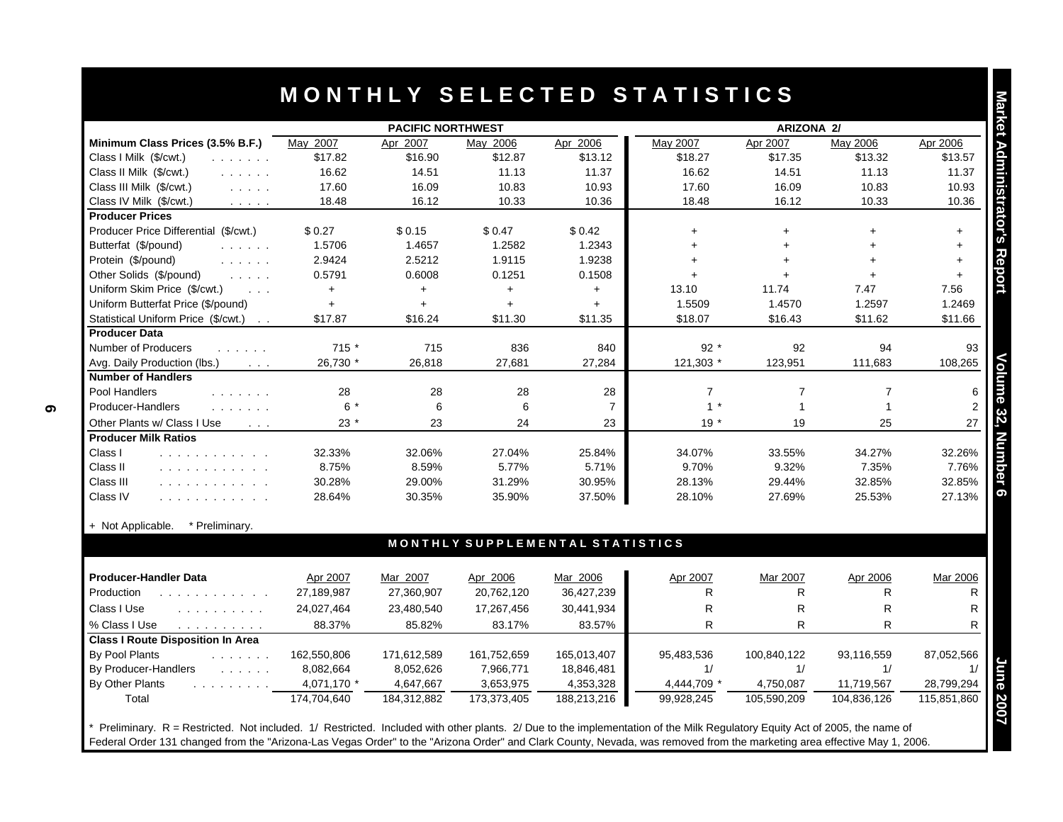# MONTHLY SELECTED STATISTICS

| | PACIFIC NORTHWEST | | | | ARIZONA 2/ | | | |
|---|---|---|---|---|---|---|---|---|
| **Minimum Class Prices (3.5% B.F.)** | May 2007 | Apr 2007 | May 2006 | Apr 2006 | May 2007 | Apr 2007 | May 2006 | Apr 2006 |
| Class I Milk ($/cwt.) | $17.82 | $16.90 | $12.87 | $13.12 | $18.27 | $17.35 | $13.32 | $13.57 |
| Class II Milk ($/cwt.) | 16.62 | 14.51 | 11.13 | 11.37 | 16.62 | 14.51 | 11.13 | 11.37 |
| Class III Milk ($/cwt.) | 17.60 | 16.09 | 10.83 | 10.93 | 17.60 | 16.09 | 10.83 | 10.93 |
| Class IV Milk ($/cwt.) | 18.48 | 16.12 | 10.33 | 10.36 | 18.48 | 16.12 | 10.33 | 10.36 |
| **Producer Prices** | | | | | | | | |
| Producer Price Differential ($/cwt.) | $ 0.27 | $ 0.15 | $ 0.47 | $ 0.42 | + | + | + | + |
| Butterfat ($/pound) | 1.5706 | 1.4657 | 1.2582 | 1.2343 | + | + | + | + |
| Protein ($/pound) | 2.9424 | 2.5212 | 1.9115 | 1.9238 | + | + | + | + |
| Other Solids ($/pound) | 0.5791 | 0.6008 | 0.1251 | 0.1508 | + | + | + | + |
| Uniform Skim Price ($/cwt.) | + | + | + | + | 13.10 | 11.74 | 7.47 | 7.56 |
| Uniform Butterfat Price ($/pound) | + | + | + | + | 1.5509 | 1.4570 | 1.2597 | 1.2469 |
| Statistical Uniform Price ($/cwt.) | $17.87 | $16.24 | $11.30 | $11.35 | $18.07 | $16.43 | $11.62 | $11.66 |
| **Producer Data** | | | | | | | | |
| Number of Producers | 715 * | 715 | 836 | 840 | 92 * | 92 | 94 | 93 |
| Avg. Daily Production (lbs.) | 26,730 * | 26,818 | 27,681 | 27,284 | 121,303 * | 123,951 | 111,683 | 108,265 |
| **Number of Handlers** | | | | | | | | |
| Pool Handlers | 28 | 28 | 28 | 28 | 7 | 7 | 7 | 6 |
| Producer-Handlers | 6 * | 6 | 6 | 7 | 1 * | 1 | 1 | 2 |
| Other Plants w/ Class I Use | 23 * | 23 | 24 | 23 | 19 * | 19 | 25 | 27 |
| **Producer Milk Ratios** | | | | | | | | |
| Class I | 32.33% | 32.06% | 27.04% | 25.84% | 34.07% | 33.55% | 34.27% | 32.26% |
| Class II | 8.75% | 8.59% | 5.77% | 5.71% | 9.70% | 9.32% | 7.35% | 7.76% |
| Class III | 30.28% | 29.00% | 31.29% | 30.95% | 28.13% | 29.44% | 32.85% | 32.85% |
| Class IV | 28.64% | 30.35% | 35.90% | 37.50% | 28.10% | 27.69% | 25.53% | 27.13% |

+ Not Applicable. * Preliminary.

## MONTHLY SUPPLEMENTAL STATISTICS

| **Producer-Handler Data** | Apr 2007 | Mar 2007 | Apr 2006 | Mar 2006 | Apr 2007 | Mar 2007 | Apr 2006 | Mar 2006 |
|---|---|---|---|---|---|---|---|---|
| Production | 27,189,987 | 27,360,907 | 20,762,120 | 36,427,239 | R | R | R | R |
| Class I Use | 24,027,464 | 23,480,540 | 17,267,456 | 30,441,934 | R | R | R | R |
| % Class I Use | 88.37% | 85.82% | 83.17% | 83.57% | R | R | R | R |
| **Class I Route Disposition In Area** | | | | | | | | |
| By Pool Plants | 162,550,806 | 171,612,589 | 161,752,659 | 165,013,407 | 95,483,536 | 100,840,122 | 93,116,559 | 87,052,566 |
| By Producer-Handlers | 8,082,664 | 8,052,626 | 7,966,771 | 18,846,481 | 1/ | 1/ | 1/ | 1/ |
| By Other Plants | 4,071,170 * | 4,647,667 | 3,653,975 | 4,353,328 | 4,444,709 * | 4,750,087 | 11,719,567 | 28,799,294 |
| Total | 174,704,640 | 184,312,882 | 173,373,405 | 188,213,216 | 99,928,245 | 105,590,209 | 104,836,126 | 115,851,860 |

* Preliminary. R = Restricted. Not included. 1/ Restricted. Included with other plants. 2/ Due to the implementation of the Milk Regulatory Equity Act of 2005, the name of Federal Order 131 changed from the "Arizona-Las Vegas Order" to the "Arizona Order" and Clark County, Nevada, was removed from the marketing area effective May 1, 2006.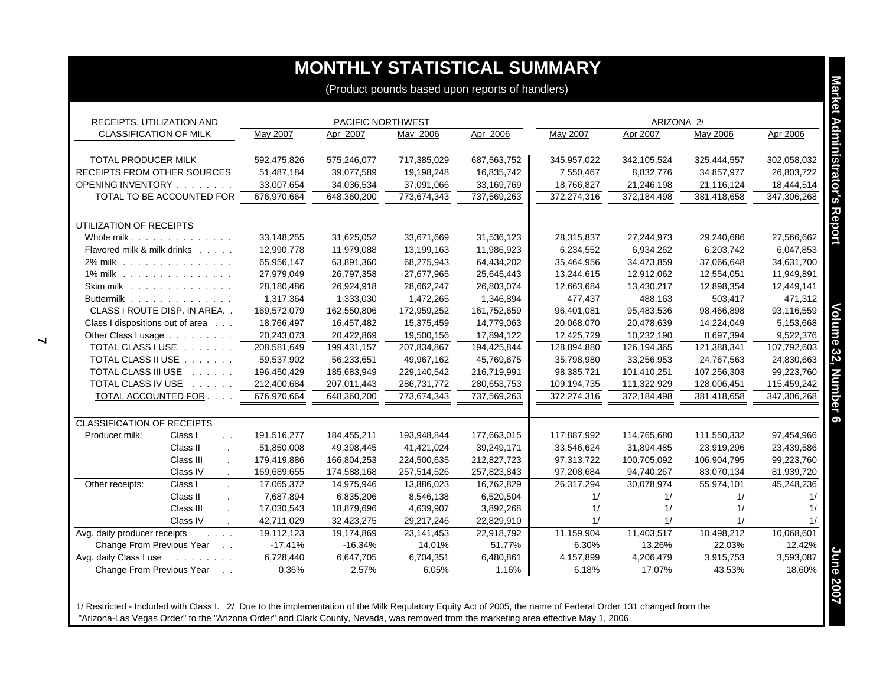# MONTHLY STATISTICAL SUMMARY

(Product pounds based upon reports of handlers)

| RECEIPTS, UTILIZATION AND CLASSIFICATION OF MILK | | PACIFIC NORTHWEST May 2007 | Apr 2007 | May 2006 | Apr 2006 | ARIZONA 2/ May 2007 | Apr 2007 | May 2006 | Apr 2006 |
|---|---|---|---|---|---|---|---|---|---|
| TOTAL PRODUCER MILK | | 592,475,826 | 575,246,077 | 717,385,029 | 687,563,752 | 345,957,022 | 342,105,524 | 325,444,557 | 302,058,032 |
| RECEIPTS FROM OTHER SOURCES | | 51,487,184 | 39,077,589 | 19,198,248 | 16,835,742 | 7,550,467 | 8,832,776 | 34,857,977 | 26,803,722 |
| OPENING INVENTORY | | 33,007,654 | 34,036,534 | 37,091,066 | 33,169,769 | 18,766,827 | 21,246,198 | 21,116,124 | 18,444,514 |
| TOTAL TO BE ACCOUNTED FOR | | 676,970,664 | 648,360,200 | 773,674,343 | 737,569,263 | 372,274,316 | 372,184,498 | 381,418,658 | 347,306,268 |
| UTILIZATION OF RECEIPTS | | | | | | | | | |
| Whole milk | | 33,148,255 | 31,625,052 | 33,671,669 | 31,536,123 | 28,315,837 | 27,244,973 | 29,240,686 | 27,566,662 |
| Flavored milk & milk drinks | | 12,990,778 | 11,979,088 | 13,199,163 | 11,986,923 | 6,234,552 | 6,934,262 | 6,203,742 | 6,047,853 |
| 2% milk | | 65,956,147 | 63,891,360 | 68,275,943 | 64,434,202 | 35,464,956 | 34,473,859 | 37,066,648 | 34,631,700 |
| 1% milk | | 27,979,049 | 26,797,358 | 27,677,965 | 25,645,443 | 13,244,615 | 12,912,062 | 12,554,051 | 11,949,891 |
| Skim milk | | 28,180,486 | 26,924,918 | 28,662,247 | 26,803,074 | 12,663,684 | 13,430,217 | 12,898,354 | 12,449,141 |
| Buttermilk | | 1,317,364 | 1,333,030 | 1,472,265 | 1,346,894 | 477,437 | 488,163 | 503,417 | 471,312 |
| CLASS I ROUTE DISP. IN AREA | | 169,572,079 | 162,550,806 | 172,959,252 | 161,752,659 | 96,401,081 | 95,483,536 | 98,466,898 | 93,116,559 |
| Class I dispositions out of area | | 18,766,497 | 16,457,482 | 15,375,459 | 14,779,063 | 20,068,070 | 20,478,639 | 14,224,049 | 5,153,668 |
| Other Class I usage | | 20,243,073 | 20,422,869 | 19,500,156 | 17,894,122 | 12,425,729 | 10,232,190 | 8,697,394 | 9,522,376 |
| TOTAL CLASS I USE | | 208,581,649 | 199,431,157 | 207,834,867 | 194,425,844 | 128,894,880 | 126,194,365 | 121,388,341 | 107,792,603 |
| TOTAL CLASS II USE | | 59,537,902 | 56,233,651 | 49,967,162 | 45,769,675 | 35,798,980 | 33,256,953 | 24,767,563 | 24,830,663 |
| TOTAL CLASS III USE | | 196,450,429 | 185,683,949 | 229,140,542 | 216,719,991 | 98,385,721 | 101,410,251 | 107,256,303 | 99,223,760 |
| TOTAL CLASS IV USE | | 212,400,684 | 207,011,443 | 286,731,772 | 280,653,753 | 109,194,735 | 111,322,929 | 128,006,451 | 115,459,242 |
| TOTAL ACCOUNTED FOR | | 676,970,664 | 648,360,200 | 773,674,343 | 737,569,263 | 372,274,316 | 372,184,498 | 381,418,658 | 347,306,268 |
| CLASSIFICATION OF RECEIPTS | | | | | | | | | |
| Producer milk: | Class I | 191,516,277 | 184,455,211 | 193,948,844 | 177,663,015 | 117,887,992 | 114,765,680 | 111,550,332 | 97,454,966 |
| | Class II | 51,850,008 | 49,398,445 | 41,421,024 | 39,249,171 | 33,546,624 | 31,894,485 | 23,919,296 | 23,439,586 |
| | Class III | 179,419,886 | 166,804,253 | 224,500,635 | 212,827,723 | 97,313,722 | 100,705,092 | 106,904,795 | 99,223,760 |
| | Class IV | 169,689,655 | 174,588,168 | 257,514,526 | 257,823,843 | 97,208,684 | 94,740,267 | 83,070,134 | 81,939,720 |
| Other receipts: | Class I | 17,065,372 | 14,975,946 | 13,886,023 | 16,762,829 | 26,317,294 | 30,078,974 | 55,974,101 | 45,248,236 |
| | Class II | 7,687,894 | 6,835,206 | 8,546,138 | 6,520,504 | 1/ | 1/ | 1/ | 1/ |
| | Class III | 17,030,543 | 18,879,696 | 4,639,907 | 3,892,268 | 1/ | 1/ | 1/ | 1/ |
| | Class IV | 42,711,029 | 32,423,275 | 29,217,246 | 22,829,910 | 1/ | 1/ | 1/ | 1/ |
| Avg. daily producer receipts | | 19,112,123 | 19,174,869 | 23,141,453 | 22,918,792 | 11,159,904 | 11,403,517 | 10,498,212 | 10,068,601 |
| Change From Previous Year | | -17.41% | -16.34% | 14.01% | 51.77% | 6.30% | 13.26% | 22.03% | 12.42% |
| Avg. daily Class I use | | 6,728,440 | 6,647,705 | 6,704,351 | 6,480,861 | 4,157,899 | 4,206,479 | 3,915,753 | 3,593,087 |
| Change From Previous Year | | 0.36% | 2.57% | 6.05% | 1.16% | 6.18% | 17.07% | 43.53% | 18.60% |

1/ Restricted - Included with Class I. 2/ Due to the implementation of the Milk Regulatory Equity Act of 2005, the name of Federal Order 131 changed from the "Arizona-Las Vegas Order" to the "Arizona Order" and Clark County, Nevada, was removed from the marketing area effective May 1, 2006.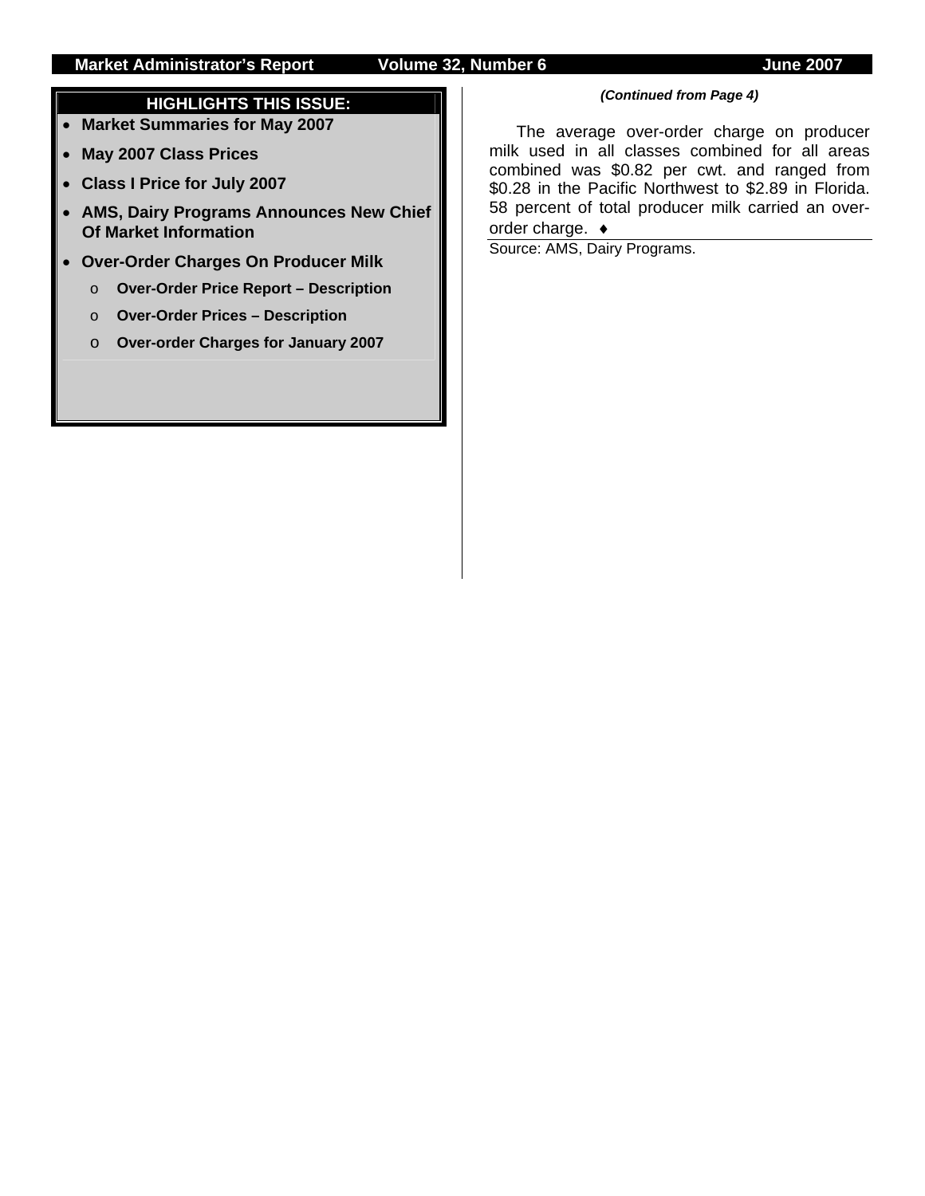## HIGHLIGHTS THIS ISSUE:

- **Market Summaries for May 2007**
- **May 2007 Class Prices**
- **Class I Price for July 2007**
- **AMS, Dairy Programs Announces New Chief Of Market Information**
- **Over-Order Charges On Producer Milk**
  - **Over-Order Price Report – Description**
  - **Over-Order Prices – Description**
  - **Over-order Charges for January 2007**

***(Continued from Page 4)***

The average over-order charge on producer milk used in all classes combined for all areas combined was $0.82 per cwt. and ranged from $0.28 in the Pacific Northwest to $2.89 in Florida. 58 percent of total producer milk carried an over-order charge. ♦

Source: AMS, Dairy Programs.